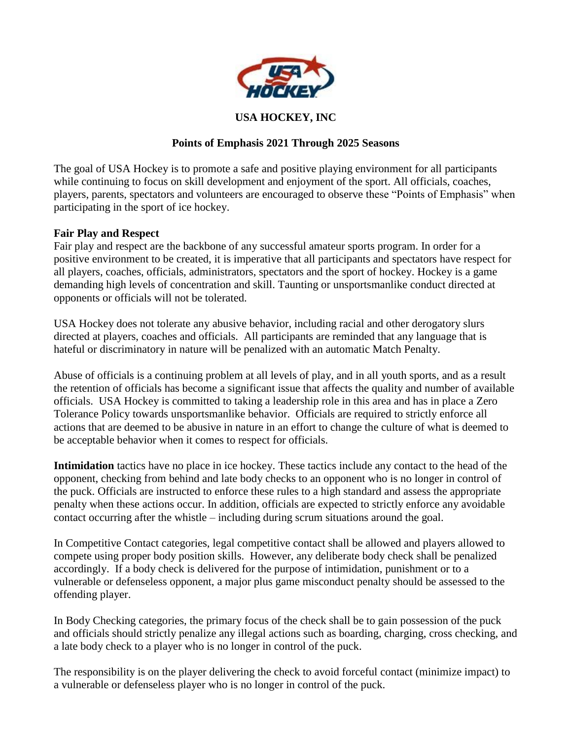# USA HOCKEY, INC

## Points of Emphasis 2021 Through 2025 Seasons

The goal of USA Hockey is to promote a safe and positive playing environment for all participants while continuing to focus on skill development and enjoyment of the sport. All officials, coaches, players, parents, spectators and volunteers are encouraged to observe these "Points of Emphasis" when participating in the sport of ice hockey.

**Fair Play and Respect**

Fair play and respect are the backbone of any successful amateur sports program. In order for a positive environment to be created, it is imperative that all participants and spectators have respect for all players, coaches, officials, administrators, spectators and the sport of hockey. Hockey is a game demanding high levels of concentration and skill. Taunting or unsportsmanlike conduct directed at opponents or officials will not be tolerated.

USA Hockey does not tolerate any abusive behavior, including racial and other derogatory slurs directed at players, coaches and officials. All participants are reminded that any language that is hateful or discriminatory in nature will be penalized with an automatic Match Penalty.

Abuse of officials is a continuing problem at all levels of play, and in all youth sports, and as a result the retention of officials has become a significant issue that affects the quality and number of available officials. USA Hockey is committed to taking a leadership role in this area and has in place a Zero Tolerance Policy towards unsportsmanlike behavior. Officials are required to strictly enforce all actions that are deemed to be abusive in nature in an effort to change the culture of what is deemed to be acceptable behavior when it comes to respect for officials.

**Intimidation** tactics have no place in ice hockey. These tactics include any contact to the head of the opponent, checking from behind and late body checks to an opponent who is no longer in control of the puck. Officials are instructed to enforce these rules to a high standard and assess the appropriate penalty when these actions occur. In addition, officials are expected to strictly enforce any avoidable contact occurring after the whistle – including during scrum situations around the goal.

In Competitive Contact categories, legal competitive contact shall be allowed and players allowed to compete using proper body position skills. However, any deliberate body check shall be penalized accordingly. If a body check is delivered for the purpose of intimidation, punishment or to a vulnerable or defenseless opponent, a major plus game misconduct penalty should be assessed to the offending player.

In Body Checking categories, the primary focus of the check shall be to gain possession of the puck and officials should strictly penalize any illegal actions such as boarding, charging, cross checking, and a late body check to a player who is no longer in control of the puck.

The responsibility is on the player delivering the check to avoid forceful contact (minimize impact) to a vulnerable or defenseless player who is no longer in control of the puck.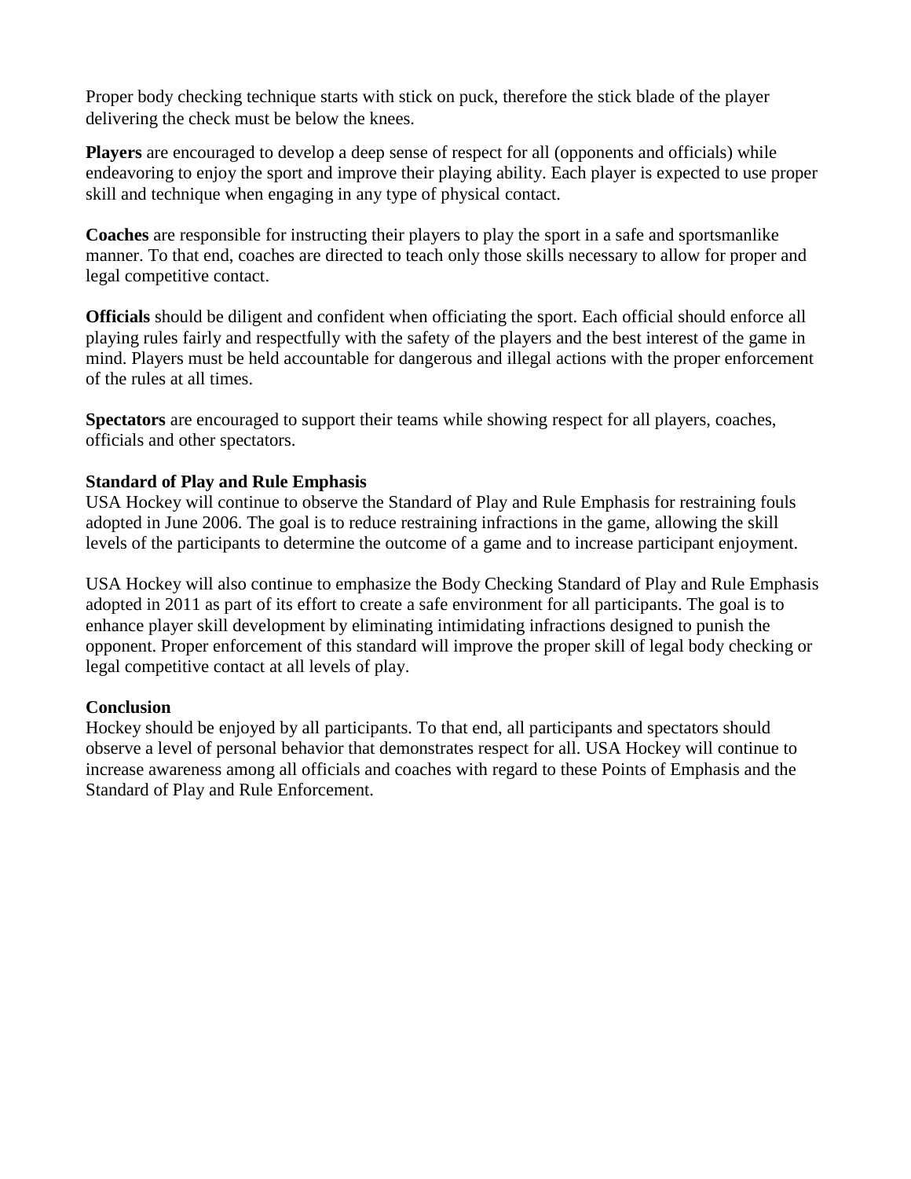Proper body checking technique starts with stick on puck, therefore the stick blade of the player delivering the check must be below the knees.

**Players** are encouraged to develop a deep sense of respect for all (opponents and officials) while endeavoring to enjoy the sport and improve their playing ability. Each player is expected to use proper skill and technique when engaging in any type of physical contact.

**Coaches** are responsible for instructing their players to play the sport in a safe and sportsmanlike manner. To that end, coaches are directed to teach only those skills necessary to allow for proper and legal competitive contact.

**Officials** should be diligent and confident when officiating the sport. Each official should enforce all playing rules fairly and respectfully with the safety of the players and the best interest of the game in mind. Players must be held accountable for dangerous and illegal actions with the proper enforcement of the rules at all times.

**Spectators** are encouraged to support their teams while showing respect for all players, coaches, officials and other spectators.

**Standard of Play and Rule Emphasis**

USA Hockey will continue to observe the Standard of Play and Rule Emphasis for restraining fouls adopted in June 2006. The goal is to reduce restraining infractions in the game, allowing the skill levels of the participants to determine the outcome of a game and to increase participant enjoyment.

USA Hockey will also continue to emphasize the Body Checking Standard of Play and Rule Emphasis adopted in 2011 as part of its effort to create a safe environment for all participants. The goal is to enhance player skill development by eliminating intimidating infractions designed to punish the opponent. Proper enforcement of this standard will improve the proper skill of legal body checking or legal competitive contact at all levels of play.

**Conclusion**

Hockey should be enjoyed by all participants. To that end, all participants and spectators should observe a level of personal behavior that demonstrates respect for all. USA Hockey will continue to increase awareness among all officials and coaches with regard to these Points of Emphasis and the Standard of Play and Rule Enforcement.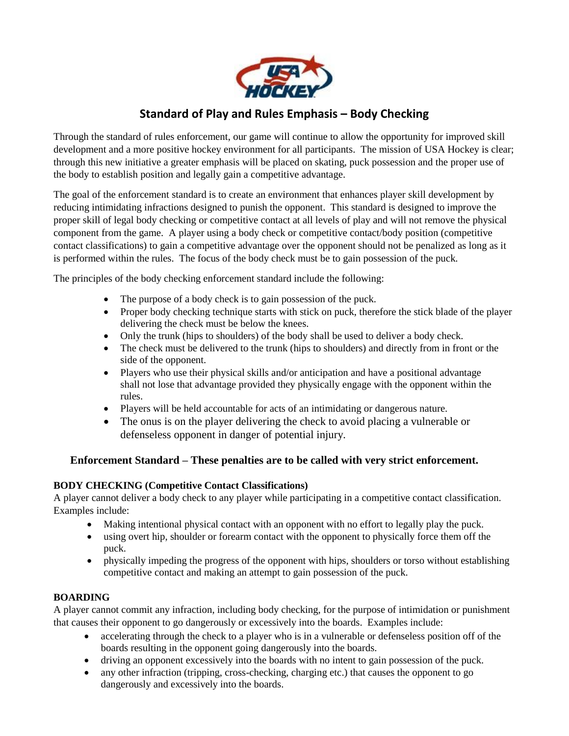## Standard of Play and Rules Emphasis – Body Checking

Through the standard of rules enforcement, our game will continue to allow the opportunity for improved skill development and a more positive hockey environment for all participants. The mission of USA Hockey is clear; through this new initiative a greater emphasis will be placed on skating, puck possession and the proper use of the body to establish position and legally gain a competitive advantage.

The goal of the enforcement standard is to create an environment that enhances player skill development by reducing intimidating infractions designed to punish the opponent. This standard is designed to improve the proper skill of legal body checking or competitive contact at all levels of play and will not remove the physical component from the game. A player using a body check or competitive contact/body position (competitive contact classifications) to gain a competitive advantage over the opponent should not be penalized as long as it is performed within the rules. The focus of the body check must be to gain possession of the puck.

The principles of the body checking enforcement standard include the following:

- The purpose of a body check is to gain possession of the puck.
- Proper body checking technique starts with stick on puck, therefore the stick blade of the player delivering the check must be below the knees.
- Only the trunk (hips to shoulders) of the body shall be used to deliver a body check.
- The check must be delivered to the trunk (hips to shoulders) and directly from in front or the side of the opponent.
- Players who use their physical skills and/or anticipation and have a positional advantage shall not lose that advantage provided they physically engage with the opponent within the rules.
- Players will be held accountable for acts of an intimidating or dangerous nature.
- The onus is on the player delivering the check to avoid placing a vulnerable or defenseless opponent in danger of potential injury.

### Enforcement Standard – These penalties are to be called with very strict enforcement.

**BODY CHECKING (Competitive Contact Classifications)**
A player cannot deliver a body check to any player while participating in a competitive contact classification. Examples include:

- Making intentional physical contact with an opponent with no effort to legally play the puck.
- using overt hip, shoulder or forearm contact with the opponent to physically force them off the puck.
- physically impeding the progress of the opponent with hips, shoulders or torso without establishing competitive contact and making an attempt to gain possession of the puck.

**BOARDING**
A player cannot commit any infraction, including body checking, for the purpose of intimidation or punishment that causes their opponent to go dangerously or excessively into the boards. Examples include:

- accelerating through the check to a player who is in a vulnerable or defenseless position off of the boards resulting in the opponent going dangerously into the boards.
- driving an opponent excessively into the boards with no intent to gain possession of the puck.
- any other infraction (tripping, cross-checking, charging etc.) that causes the opponent to go dangerously and excessively into the boards.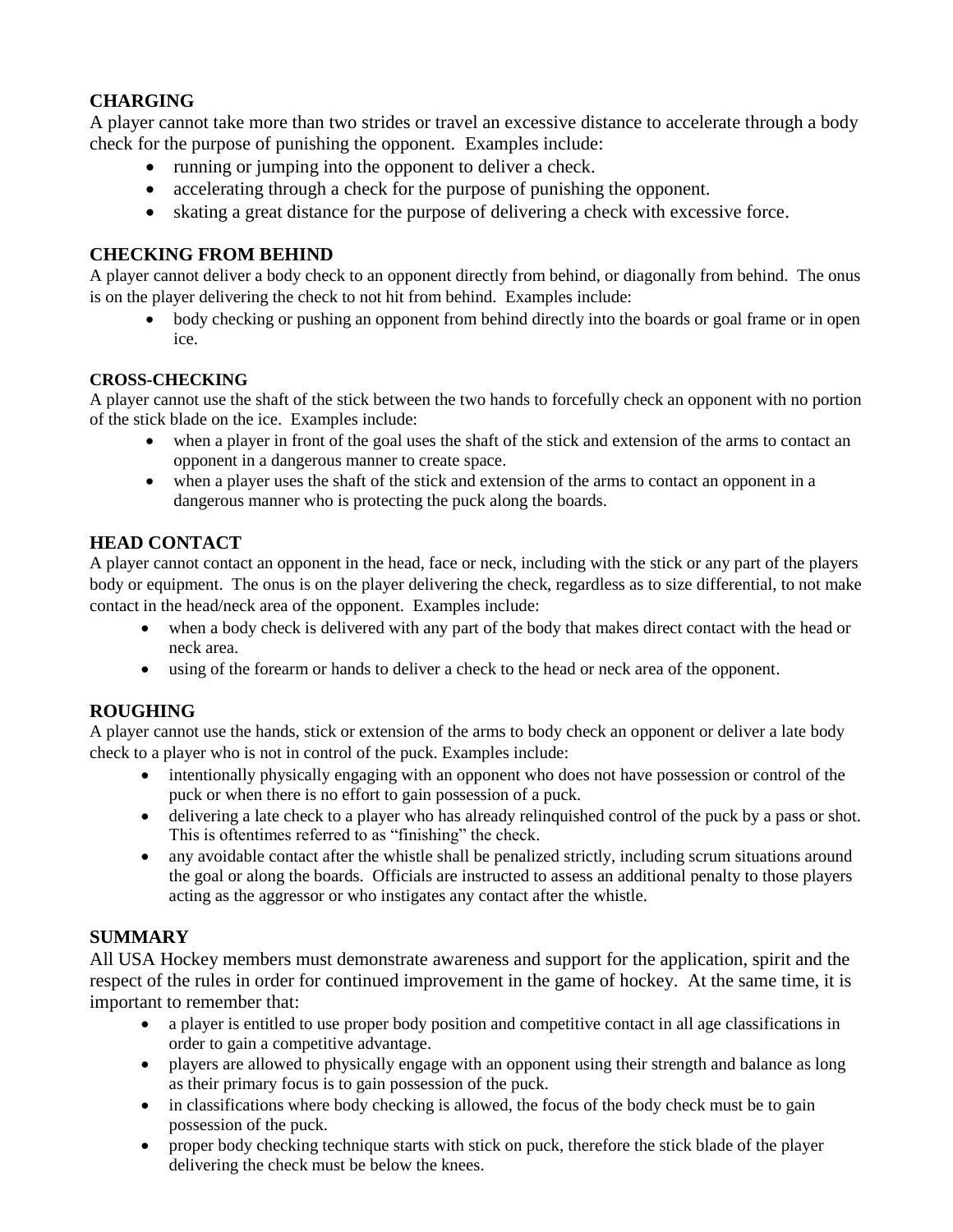## CHARGING

A player cannot take more than two strides or travel an excessive distance to accelerate through a body check for the purpose of punishing the opponent. Examples include:

- running or jumping into the opponent to deliver a check.
- accelerating through a check for the purpose of punishing the opponent.
- skating a great distance for the purpose of delivering a check with excessive force.

## CHECKING FROM BEHIND

A player cannot deliver a body check to an opponent directly from behind, or diagonally from behind. The onus is on the player delivering the check to not hit from behind. Examples include:

- body checking or pushing an opponent from behind directly into the boards or goal frame or in open ice.

## CROSS-CHECKING

A player cannot use the shaft of the stick between the two hands to forcefully check an opponent with no portion of the stick blade on the ice. Examples include:

- when a player in front of the goal uses the shaft of the stick and extension of the arms to contact an opponent in a dangerous manner to create space.
- when a player uses the shaft of the stick and extension of the arms to contact an opponent in a dangerous manner who is protecting the puck along the boards.

## HEAD CONTACT

A player cannot contact an opponent in the head, face or neck, including with the stick or any part of the players body or equipment. The onus is on the player delivering the check, regardless as to size differential, to not make contact in the head/neck area of the opponent. Examples include:

- when a body check is delivered with any part of the body that makes direct contact with the head or neck area.
- using of the forearm or hands to deliver a check to the head or neck area of the opponent.

## ROUGHING

A player cannot use the hands, stick or extension of the arms to body check an opponent or deliver a late body check to a player who is not in control of the puck. Examples include:

- intentionally physically engaging with an opponent who does not have possession or control of the puck or when there is no effort to gain possession of a puck.
- delivering a late check to a player who has already relinquished control of the puck by a pass or shot. This is oftentimes referred to as "finishing" the check.
- any avoidable contact after the whistle shall be penalized strictly, including scrum situations around the goal or along the boards. Officials are instructed to assess an additional penalty to those players acting as the aggressor or who instigates any contact after the whistle.

## SUMMARY

All USA Hockey members must demonstrate awareness and support for the application, spirit and the respect of the rules in order for continued improvement in the game of hockey. At the same time, it is important to remember that:

- a player is entitled to use proper body position and competitive contact in all age classifications in order to gain a competitive advantage.
- players are allowed to physically engage with an opponent using their strength and balance as long as their primary focus is to gain possession of the puck.
- in classifications where body checking is allowed, the focus of the body check must be to gain possession of the puck.
- proper body checking technique starts with stick on puck, therefore the stick blade of the player delivering the check must be below the knees.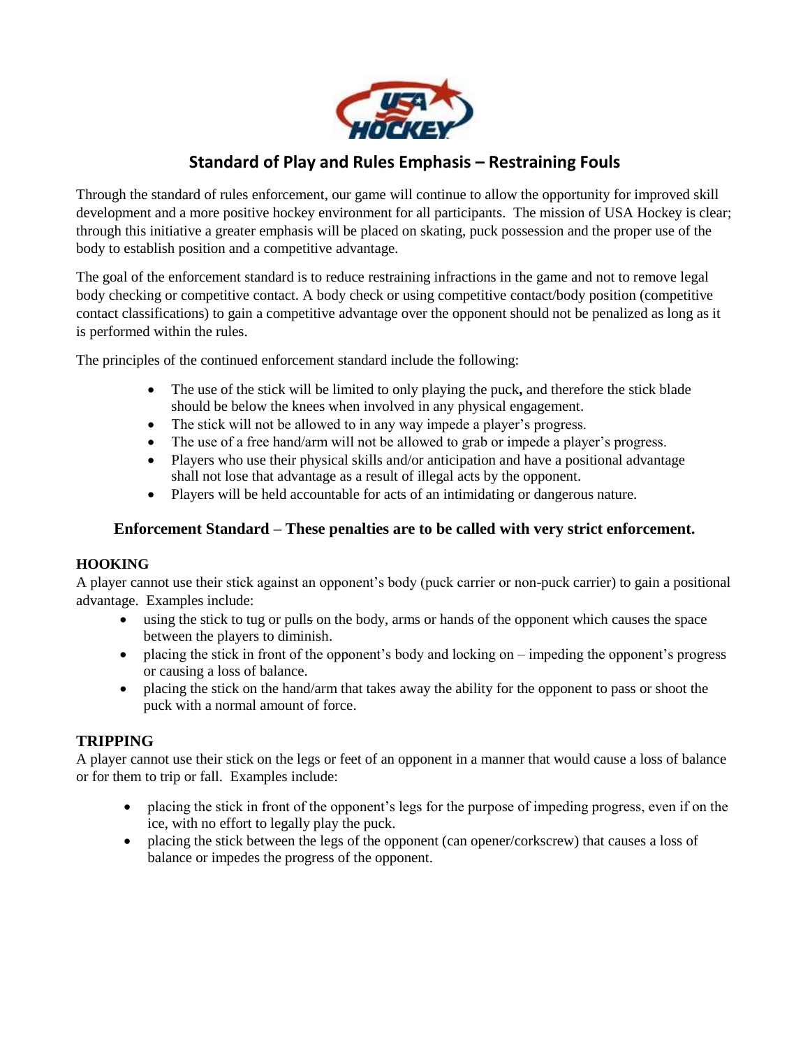## Standard of Play and Rules Emphasis – Restraining Fouls

Through the standard of rules enforcement, our game will continue to allow the opportunity for improved skill development and a more positive hockey environment for all participants. The mission of USA Hockey is clear; through this initiative a greater emphasis will be placed on skating, puck possession and the proper use of the body to establish position and a competitive advantage.

The goal of the enforcement standard is to reduce restraining infractions in the game and not to remove legal body checking or competitive contact. A body check or using competitive contact/body position (competitive contact classifications) to gain a competitive advantage over the opponent should not be penalized as long as it is performed within the rules.

The principles of the continued enforcement standard include the following:

- The use of the stick will be limited to only playing the puck**,** and therefore the stick blade should be below the knees when involved in any physical engagement.
- The stick will not be allowed to in any way impede a player's progress.
- The use of a free hand/arm will not be allowed to grab or impede a player's progress.
- Players who use their physical skills and/or anticipation and have a positional advantage shall not lose that advantage as a result of illegal acts by the opponent.
- Players will be held accountable for acts of an intimidating or dangerous nature.

### Enforcement Standard – These penalties are to be called with very strict enforcement.

**HOOKING**

A player cannot use their stick against an opponent's body (puck carrier or non-puck carrier) to gain a positional advantage. Examples include:

- using the stick to tug or pulls on the body, arms or hands of the opponent which causes the space between the players to diminish.
- placing the stick in front of the opponent's body and locking on – impeding the opponent's progress or causing a loss of balance.
- placing the stick on the hand/arm that takes away the ability for the opponent to pass or shoot the puck with a normal amount of force.

**TRIPPING**

A player cannot use their stick on the legs or feet of an opponent in a manner that would cause a loss of balance or for them to trip or fall. Examples include:

- placing the stick in front of the opponent's legs for the purpose of impeding progress, even if on the ice, with no effort to legally play the puck.
- placing the stick between the legs of the opponent (can opener/corkscrew) that causes a loss of balance or impedes the progress of the opponent.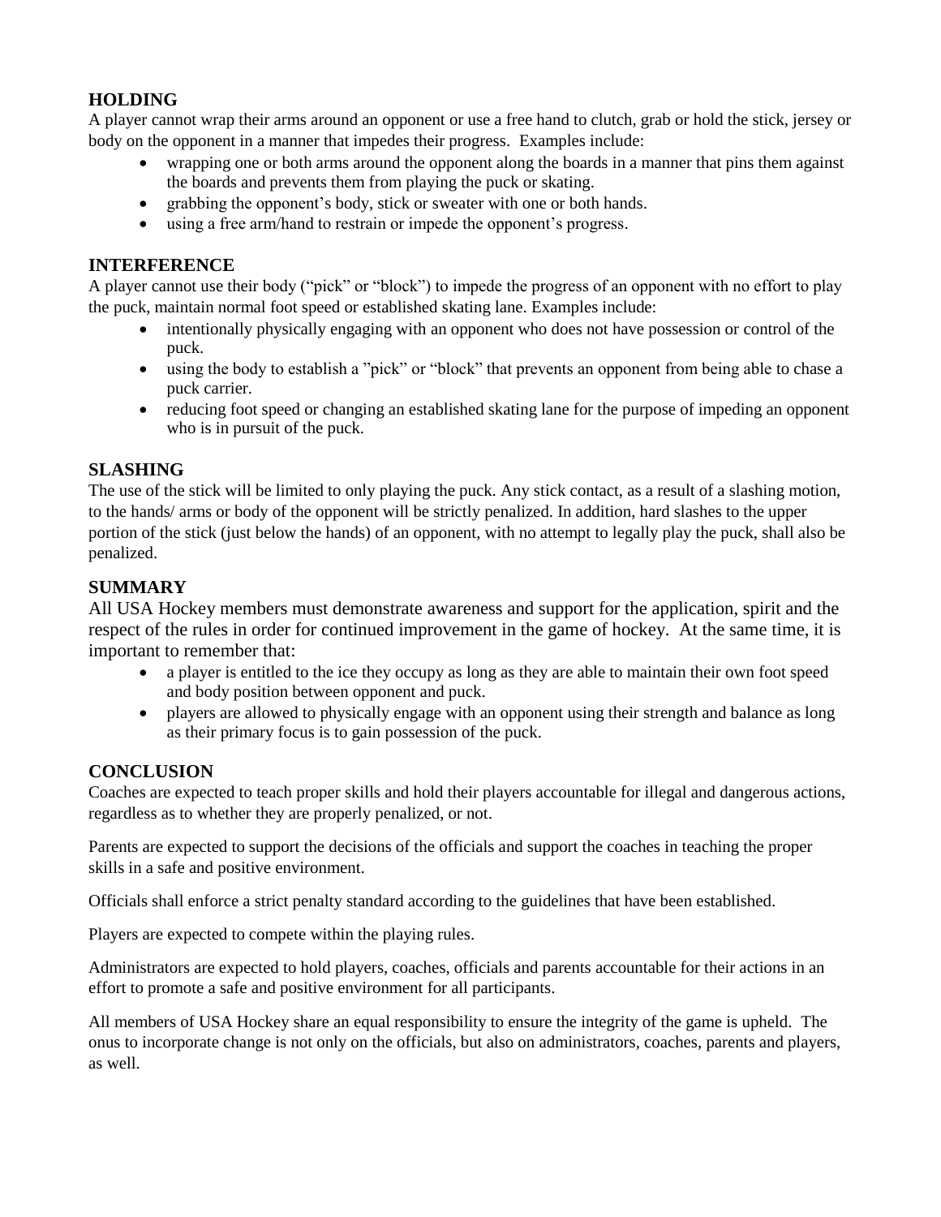## HOLDING

A player cannot wrap their arms around an opponent or use a free hand to clutch, grab or hold the stick, jersey or body on the opponent in a manner that impedes their progress. Examples include:

- wrapping one or both arms around the opponent along the boards in a manner that pins them against the boards and prevents them from playing the puck or skating.
- grabbing the opponent's body, stick or sweater with one or both hands.
- using a free arm/hand to restrain or impede the opponent's progress.

## INTERFERENCE

A player cannot use their body ("pick" or "block") to impede the progress of an opponent with no effort to play the puck, maintain normal foot speed or established skating lane. Examples include:

- intentionally physically engaging with an opponent who does not have possession or control of the puck.
- using the body to establish a "pick" or "block" that prevents an opponent from being able to chase a puck carrier.
- reducing foot speed or changing an established skating lane for the purpose of impeding an opponent who is in pursuit of the puck.

## SLASHING

The use of the stick will be limited to only playing the puck. Any stick contact, as a result of a slashing motion, to the hands/ arms or body of the opponent will be strictly penalized. In addition, hard slashes to the upper portion of the stick (just below the hands) of an opponent, with no attempt to legally play the puck, shall also be penalized.

## SUMMARY

All USA Hockey members must demonstrate awareness and support for the application, spirit and the respect of the rules in order for continued improvement in the game of hockey. At the same time, it is important to remember that:

- a player is entitled to the ice they occupy as long as they are able to maintain their own foot speed and body position between opponent and puck.
- players are allowed to physically engage with an opponent using their strength and balance as long as their primary focus is to gain possession of the puck.

## CONCLUSION

Coaches are expected to teach proper skills and hold their players accountable for illegal and dangerous actions, regardless as to whether they are properly penalized, or not.

Parents are expected to support the decisions of the officials and support the coaches in teaching the proper skills in a safe and positive environment.

Officials shall enforce a strict penalty standard according to the guidelines that have been established.

Players are expected to compete within the playing rules.

Administrators are expected to hold players, coaches, officials and parents accountable for their actions in an effort to promote a safe and positive environment for all participants.

All members of USA Hockey share an equal responsibility to ensure the integrity of the game is upheld. The onus to incorporate change is not only on the officials, but also on administrators, coaches, parents and players, as well.